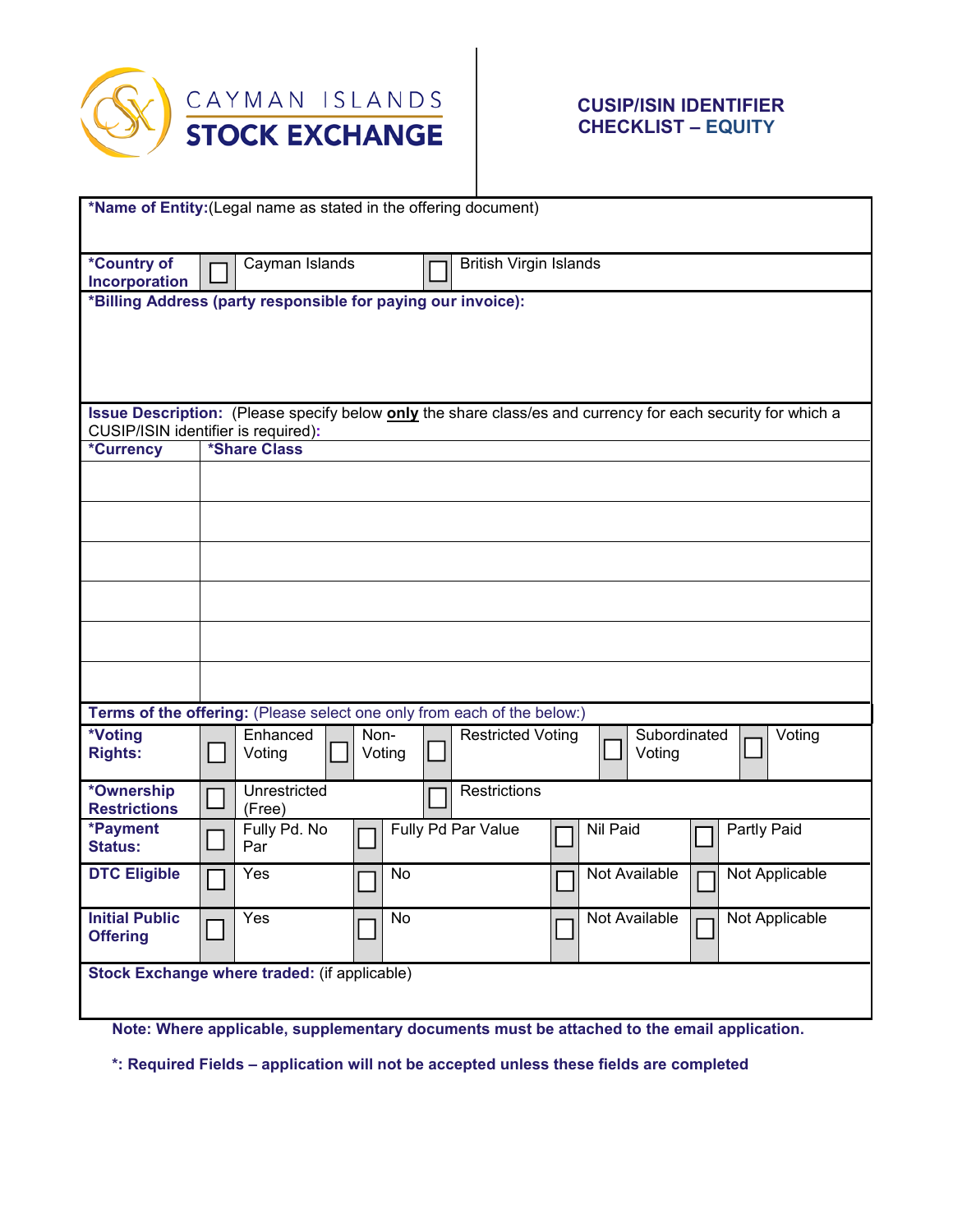CAYMAN ISLANDS **STOCK EXCHANGE**

## CUSIP/ISIN IDENTIFIER CHECKLIST – EQUITY

**\*Name of Entity:**(Legal name as stated in the offering document)

| **\*Country of Incorporation** | ☐ | Cayman Islands | ☐ | British Virgin Islands |
|---|---|---|---|---|

**\*Billing Address (party responsible for paying our invoice):**

**Issue Description:** (Please specify below **only** the share class/es and currency for each security for which a CUSIP/ISIN identifier is required):

| **\*Currency** | **\*Share Class** |
|---|---|
| | |
| | |
| | |
| | |
| | |
| | |

**Terms of the offering:** (Please select one only from each of the below:)

| | | | | | | | | | | |
|---|---|---|---|---|---|---|---|---|---|---|
| **\*Voting Rights:** | ☐ | Enhanced Voting | ☐ | Non-Voting | ☐ | Restricted Voting | ☐ | Subordinated Voting | ☐ | Voting |
| **\*Ownership Restrictions** | ☐ | Unrestricted (Free) | ☐ | Restrictions | | | | | | |
| **\*Payment Status:** | ☐ | Fully Pd. No Par | ☐ | Fully Pd Par Value | ☐ | Nil Paid | ☐ | Partly Paid | | |
| **DTC Eligible** | ☐ | Yes | ☐ | No | ☐ | Not Available | ☐ | Not Applicable | | |
| **Initial Public Offering** | ☐ | Yes | ☐ | No | ☐ | Not Available | ☐ | Not Applicable | | |

**Stock Exchange where traded:** (if applicable)

**Note: Where applicable, supplementary documents must be attached to the email application.**

**\*: Required Fields – application will not be accepted unless these fields are completed**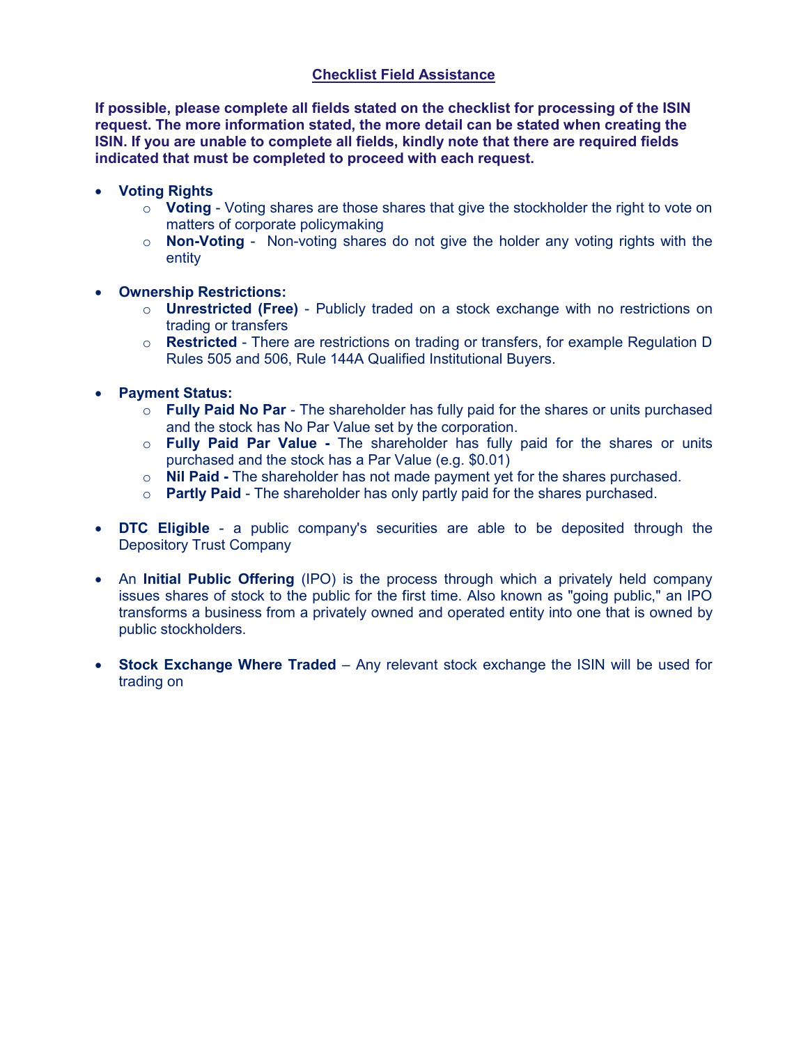## Checklist Field Assistance

**If possible, please complete all fields stated on the checklist for processing of the ISIN request. The more information stated, the more detail can be stated when creating the ISIN. If you are unable to complete all fields, kindly note that there are required fields indicated that must be completed to proceed with each request.**

- **Voting Rights**
  - **Voting** - Voting shares are those shares that give the stockholder the right to vote on matters of corporate policymaking
  - **Non-Voting** - Non-voting shares do not give the holder any voting rights with the entity

- **Ownership Restrictions:**
  - **Unrestricted (Free)** - Publicly traded on a stock exchange with no restrictions on trading or transfers
  - **Restricted** - There are restrictions on trading or transfers, for example Regulation D Rules 505 and 506, Rule 144A Qualified Institutional Buyers.

- **Payment Status:**
  - **Fully Paid No Par** - The shareholder has fully paid for the shares or units purchased and the stock has No Par Value set by the corporation.
  - **Fully Paid Par Value -** The shareholder has fully paid for the shares or units purchased and the stock has a Par Value (e.g. $0.01)
  - **Nil Paid -** The shareholder has not made payment yet for the shares purchased.
  - **Partly Paid** - The shareholder has only partly paid for the shares purchased.

- **DTC Eligible** - a public company's securities are able to be deposited through the Depository Trust Company

- An **Initial Public Offering** (IPO) is the process through which a privately held company issues shares of stock to the public for the first time. Also known as "going public," an IPO transforms a business from a privately owned and operated entity into one that is owned by public stockholders.

- **Stock Exchange Where Traded** – Any relevant stock exchange the ISIN will be used for trading on